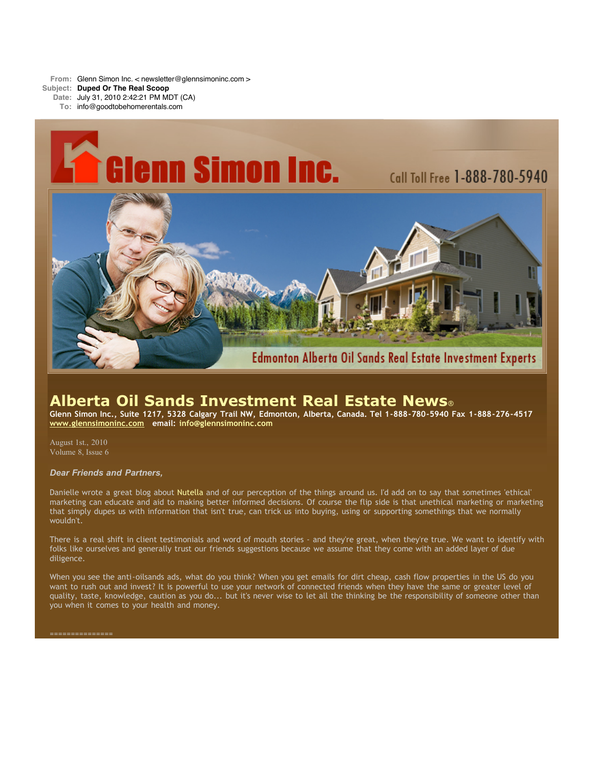**From:** Glenn Simon Inc. < newsletter@glennsimoninc.com >
**Subject:** **Duped Or The Real Scoop**
**Date:** July 31, 2010 2:42:21 PM MDT (CA)
**To:** info@goodtobehomerentals.com

Glenn Simon Inc.

Call Toll Free 1-888-780-5940

Edmonton Alberta Oil Sands Real Estate Investment Experts

# Alberta Oil Sands Investment Real Estate News®

**Glenn Simon Inc., Suite 1217, 5328 Calgary Trail NW, Edmonton, Alberta, Canada. Tel 1-888-780-5940 Fax 1-888-276-4517**
**www.glennsimoninc.com email: info@glennsimoninc.com**

August 1st., 2010
Volume 8, Issue 6

***Dear Friends and Partners,***

Danielle wrote a great blog about Nutella and of our perception of the things around us. I'd add on to say that sometimes 'ethical' marketing can educate and aid to making better informed decisions. Of course the flip side is that unethical marketing or marketing that simply dupes us with information that isn't true, can trick us into buying, using or supporting somethings that we normally wouldn't.

There is a real shift in client testimonials and word of mouth stories - and they're great, when they're true. We want to identify with folks like ourselves and generally trust our friends suggestions because we assume that they come with an added layer of due diligence.

When you see the anti-oilsands ads, what do you think? When you get emails for dirt cheap, cash flow properties in the US do you want to rush out and invest? It is powerful to use your network of connected friends when they have the same or greater level of quality, taste, knowledge, caution as you do... but it's never wise to let all the thinking be the responsibility of someone other than you when it comes to your health and money.

===============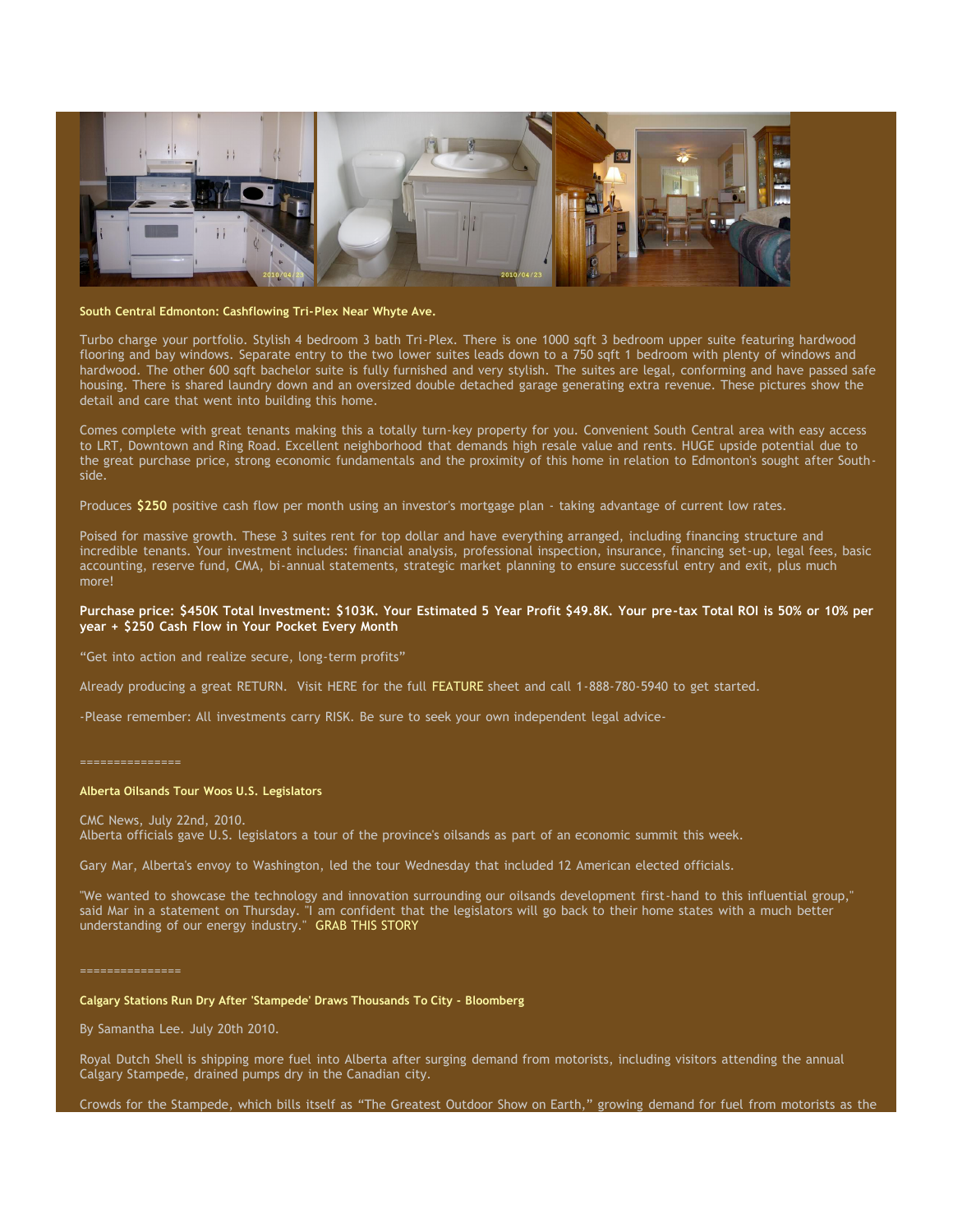### South Central Edmonton: Cashflowing Tri-Plex Near Whyte Ave.

Turbo charge your portfolio. Stylish 4 bedroom 3 bath Tri-Plex. There is one 1000 sqft 3 bedroom upper suite featuring hardwood flooring and bay windows. Separate entry to the two lower suites leads down to a 750 sqft 1 bedroom with plenty of windows and hardwood. The other 600 sqft bachelor suite is fully furnished and very stylish. The suites are legal, conforming and have passed safe housing. There is shared laundry down and an oversized double detached garage generating extra revenue. These pictures show the detail and care that went into building this home.

Comes complete with great tenants making this a totally turn-key property for you. Convenient South Central area with easy access to LRT, Downtown and Ring Road. Excellent neighborhood that demands high resale value and rents. HUGE upside potential due to the great purchase price, strong economic fundamentals and the proximity of this home in relation to Edmonton's sought after South-side.

Produces **$250** positive cash flow per month using an investor's mortgage plan - taking advantage of current low rates.

Poised for massive growth. These 3 suites rent for top dollar and have everything arranged, including financing structure and incredible tenants. Your investment includes: financial analysis, professional inspection, insurance, financing set-up, legal fees, basic accounting, reserve fund, CMA, bi-annual statements, strategic market planning to ensure successful entry and exit, plus much more!

**Purchase price: $450K Total Investment: $103K. Your Estimated 5 Year Profit $49.8K. Your pre-tax Total ROI is 50% or 10% per year + $250 Cash Flow in Your Pocket Every Month**

"Get into action and realize secure, long-term profits"

Already producing a great RETURN. Visit HERE for the full FEATURE sheet and call 1-888-780-5940 to get started.

-Please remember: All investments carry RISK. Be sure to seek your own independent legal advice-

===============

### Alberta Oilsands Tour Woos U.S. Legislators

CMC News, July 22nd, 2010.
Alberta officials gave U.S. legislators a tour of the province's oilsands as part of an economic summit this week.

Gary Mar, Alberta's envoy to Washington, led the tour Wednesday that included 12 American elected officials.

"We wanted to showcase the technology and innovation surrounding our oilsands development first-hand to this influential group," said Mar in a statement on Thursday. "I am confident that the legislators will go back to their home states with a much better understanding of our energy industry." GRAB THIS STORY

===============

### Calgary Stations Run Dry After 'Stampede' Draws Thousands To City - Bloomberg

By Samantha Lee. July 20th 2010.

Royal Dutch Shell is shipping more fuel into Alberta after surging demand from motorists, including visitors attending the annual Calgary Stampede, drained pumps dry in the Canadian city.

Crowds for the Stampede, which bills itself as "The Greatest Outdoor Show on Earth," growing demand for fuel from motorists as the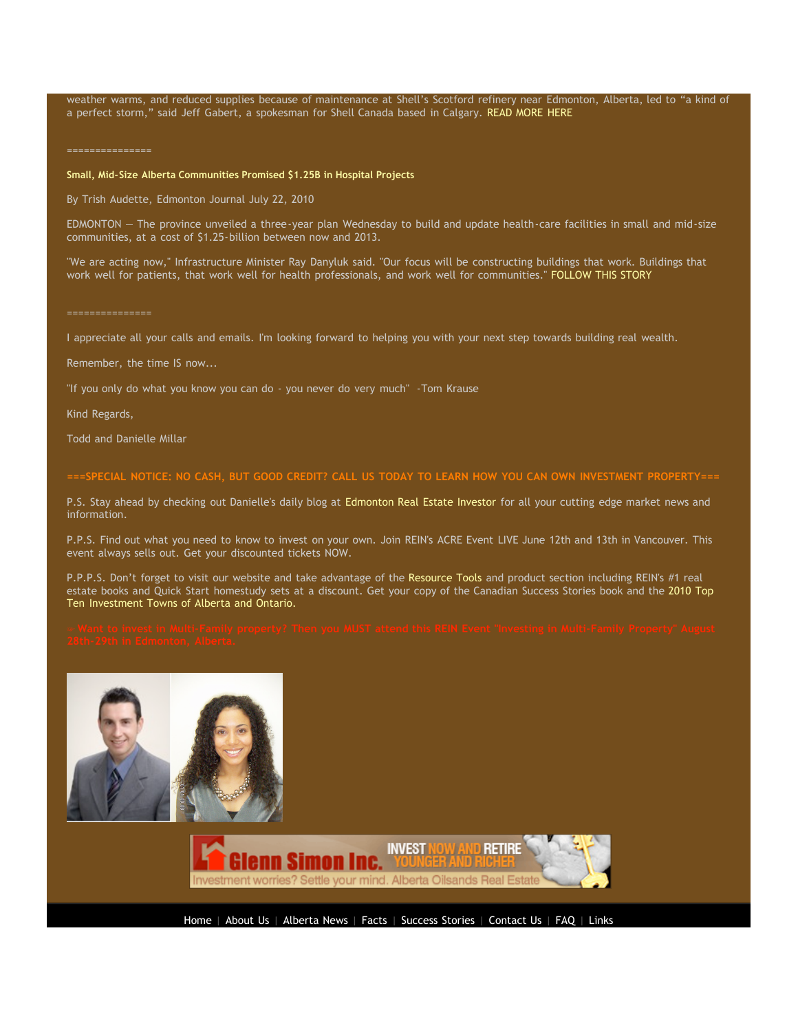weather warms, and reduced supplies because of maintenance at Shell's Scotford refinery near Edmonton, Alberta, led to "a kind of a perfect storm," said Jeff Gabert, a spokesman for Shell Canada based in Calgary. READ MORE HERE

===============

**Small, Mid-Size Alberta Communities Promised $1.25B in Hospital Projects**

By Trish Audette, Edmonton Journal July 22, 2010

EDMONTON — The province unveiled a three-year plan Wednesday to build and update health-care facilities in small and mid-size communities, at a cost of $1.25-billion between now and 2013.

"We are acting now," Infrastructure Minister Ray Danyluk said. "Our focus will be constructing buildings that work. Buildings that work well for patients, that work well for health professionals, and work well for communities." FOLLOW THIS STORY

===============

I appreciate all your calls and emails. I'm looking forward to helping you with your next step towards building real wealth.

Remember, the time IS now...

"If you only do what you know you can do - you never do very much" -Tom Krause

Kind Regards,

Todd and Danielle Millar

**===SPECIAL NOTICE: NO CASH, BUT GOOD CREDIT? CALL US TODAY TO LEARN HOW YOU CAN OWN INVESTMENT PROPERTY===**

P.S. Stay ahead by checking out Danielle's daily blog at Edmonton Real Estate Investor for all your cutting edge market news and information.

P.P.S. Find out what you need to know to invest on your own. Join REIN's ACRE Event LIVE June 12th and 13th in Vancouver. This event always sells out. Get your discounted tickets NOW.

P.P.P.S. Don't forget to visit our website and take advantage of the Resource Tools and product section including REIN's #1 real estate books and Quick Start homestudy sets at a discount. Get your copy of the Canadian Success Stories book and the 2010 Top Ten Investment Towns of Alberta and Ontario.

» Want to invest in Multi-Family property? Then you MUST attend this REIN Event "Investing in Multi-Family Property" August 28th-29th in Edmonton, Alberta.

Home | About Us | Alberta News | Facts | Success Stories | Contact Us | FAQ | Links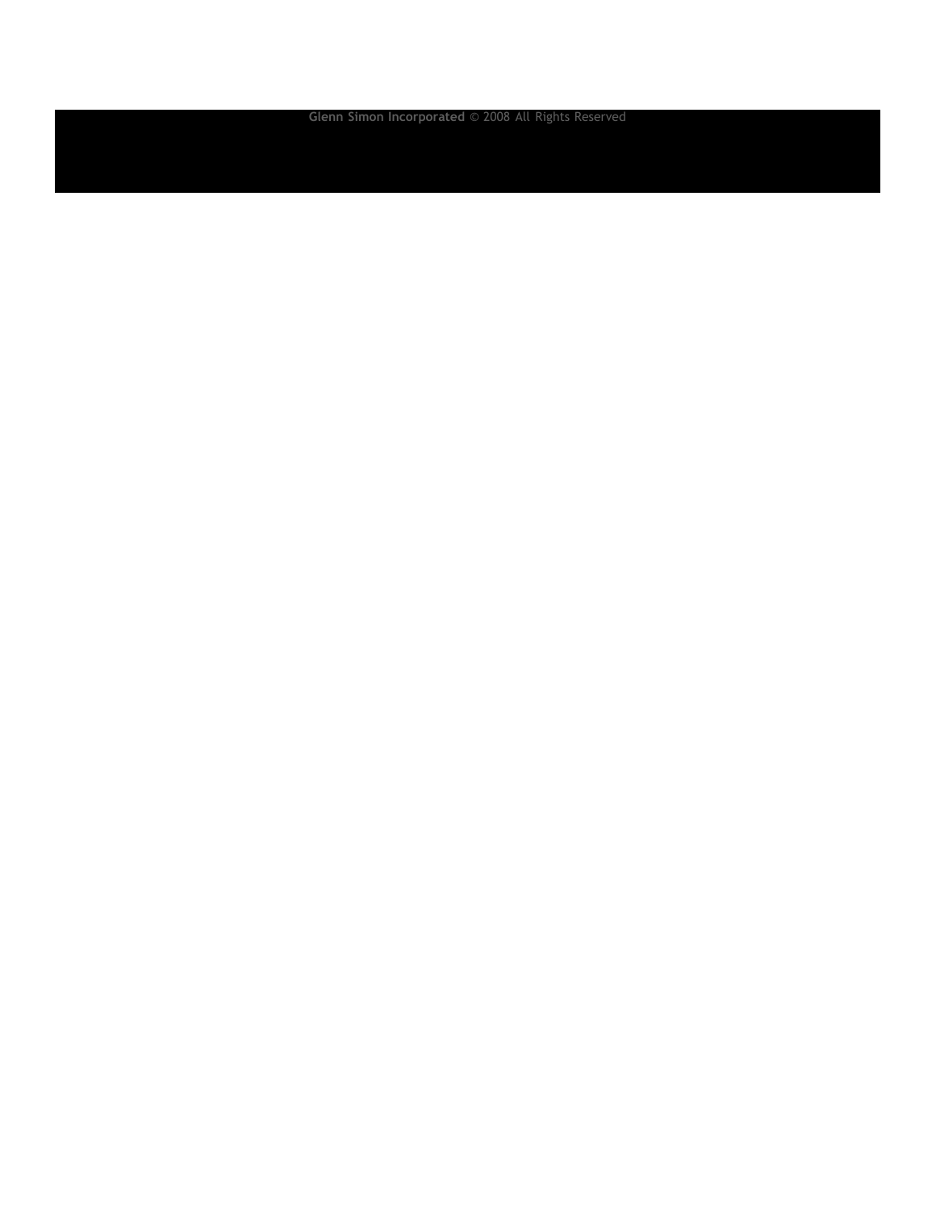**Glenn Simon Incorporated** © 2008 All Rights Reserved